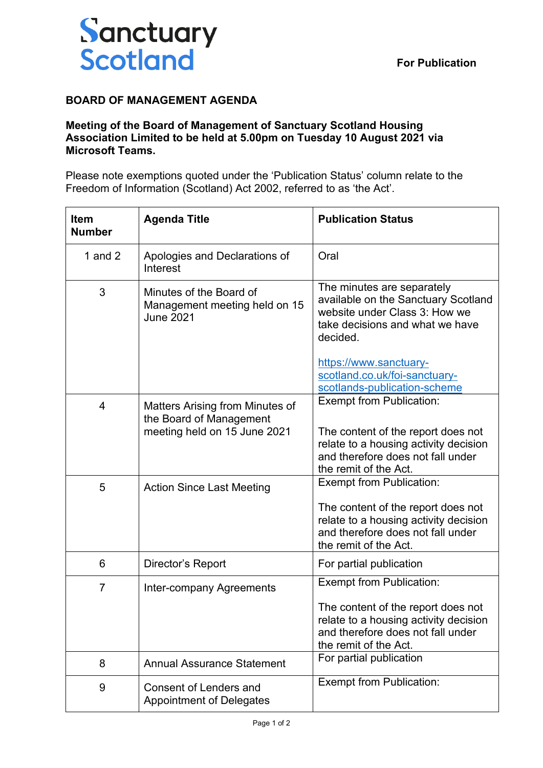Sanctuary Scotland

**For Publication**

## BOARD OF MANAGEMENT AGENDA

**Meeting of the Board of Management of Sanctuary Scotland Housing Association Limited to be held at 5.00pm on Tuesday 10 August 2021 via Microsoft Teams.**

Please note exemptions quoted under the 'Publication Status' column relate to the Freedom of Information (Scotland) Act 2002, referred to as 'the Act'.

| Item Number | Agenda Title | Publication Status |
|---|---|---|
| 1 and 2 | Apologies and Declarations of Interest | Oral |
| 3 | Minutes of the Board of Management meeting held on 15 June 2021 | The minutes are separately available on the Sanctuary Scotland website under Class 3: How we take decisions and what we have decided.<br><br>https://www.sanctuary-scotland.co.uk/foi-sanctuary-scotlands-publication-scheme |
| 4 | Matters Arising from Minutes of the Board of Management meeting held on 15 June 2021 | Exempt from Publication:<br><br>The content of the report does not relate to a housing activity decision and therefore does not fall under the remit of the Act. |
| 5 | Action Since Last Meeting | Exempt from Publication:<br><br>The content of the report does not relate to a housing activity decision and therefore does not fall under the remit of the Act. |
| 6 | Director's Report | For partial publication |
| 7 | Inter-company Agreements | Exempt from Publication:<br><br>The content of the report does not relate to a housing activity decision and therefore does not fall under the remit of the Act. |
| 8 | Annual Assurance Statement | For partial publication |
| 9 | Consent of Lenders and Appointment of Delegates | Exempt from Publication: |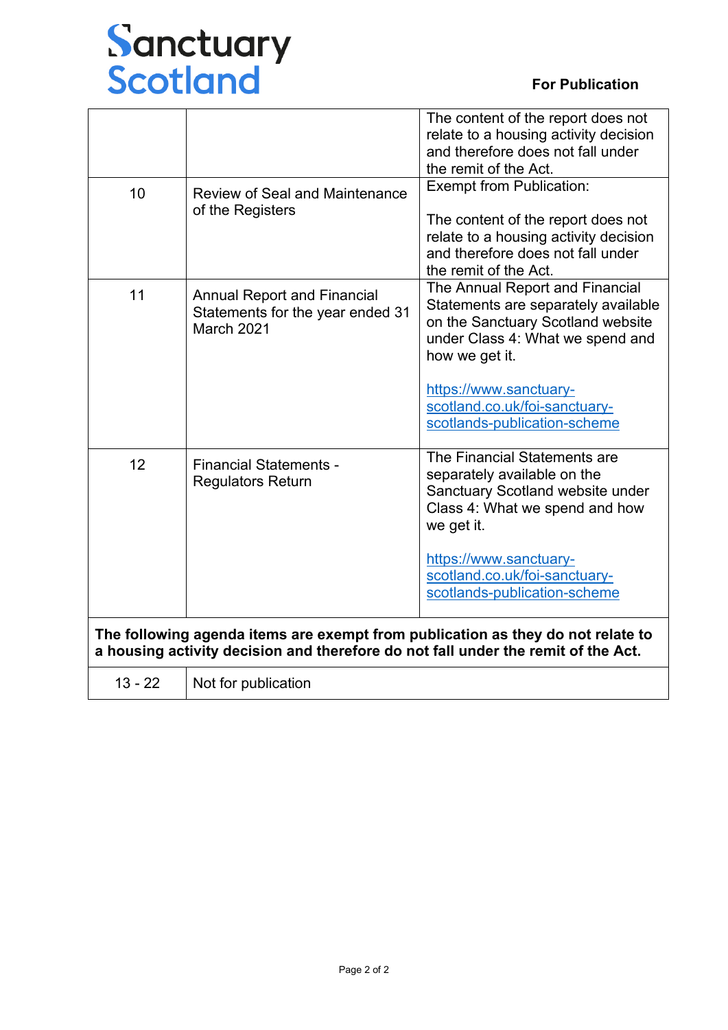**For Publication**

| | | |
|---|---|---|
| | | The content of the report does not relate to a housing activity decision and therefore does not fall under the remit of the Act. |
| 10 | Review of Seal and Maintenance of the Registers | Exempt from Publication:<br><br>The content of the report does not relate to a housing activity decision and therefore does not fall under the remit of the Act. |
| 11 | Annual Report and Financial Statements for the year ended 31 March 2021 | The Annual Report and Financial Statements are separately available on the Sanctuary Scotland website under Class 4: What we spend and how we get it.<br><br>https://www.sanctuary-scotland.co.uk/foi-sanctuary-scotlands-publication-scheme |
| 12 | Financial Statements - Regulators Return | The Financial Statements are separately available on the Sanctuary Scotland website under Class 4: What we spend and how we get it.<br><br>https://www.sanctuary-scotland.co.uk/foi-sanctuary-scotlands-publication-scheme |
| **The following agenda items are exempt from publication as they do not relate to a housing activity decision and therefore do not fall under the remit of the Act.** | | |
| 13 - 22 | Not for publication | |